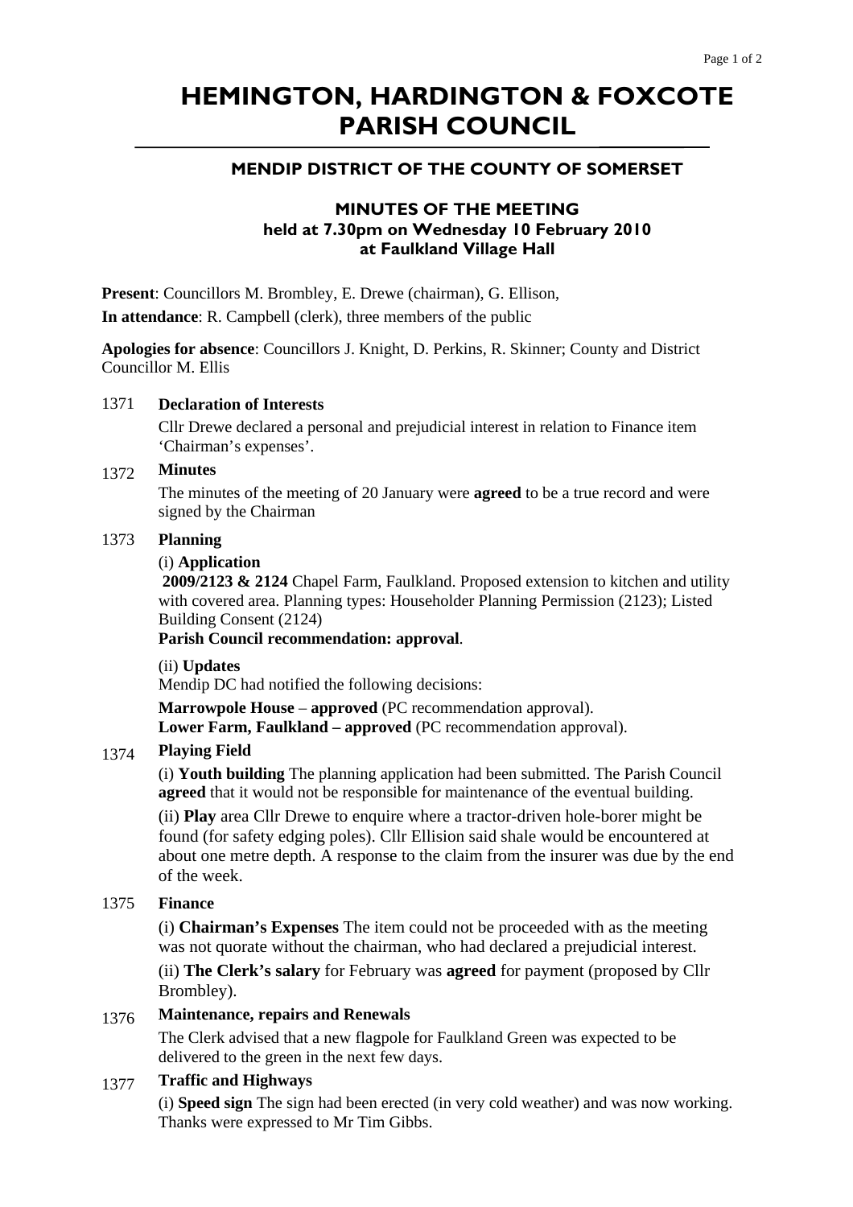# HEMINGTON, HARDINGTON & FOXCOTE PARISH COUNCIL

## MENDIP DISTRICT OF THE COUNTY OF SOMERSET

### MINUTES OF THE MEETING
### held at 7.30pm on Wednesday 10 February 2010
### at Faulkland Village Hall

**Present**: Councillors M. Brombley, E. Drewe (chairman), G. Ellison,

**In attendance**: R. Campbell (clerk), three members of the public

**Apologies for absence**: Councillors J. Knight, D. Perkins, R. Skinner; County and District Councillor M. Ellis

1371 **Declaration of Interests**

Cllr Drewe declared a personal and prejudicial interest in relation to Finance item 'Chairman's expenses'.

1372 **Minutes**

The minutes of the meeting of 20 January were **agreed** to be a true record and were signed by the Chairman

1373 **Planning**

(i) **Application**

**2009/2123 & 2124** Chapel Farm, Faulkland. Proposed extension to kitchen and utility with covered area. Planning types: Householder Planning Permission (2123); Listed Building Consent (2124)

**Parish Council recommendation: approval**.

(ii) **Updates**

Mendip DC had notified the following decisions:

**Marrowpole House** – **approved** (PC recommendation approval).
**Lower Farm, Faulkland – approved** (PC recommendation approval).

1374 **Playing Field**

(i) **Youth building** The planning application had been submitted. The Parish Council **agreed** that it would not be responsible for maintenance of the eventual building.

(ii) **Play** area Cllr Drewe to enquire where a tractor-driven hole-borer might be found (for safety edging poles). Cllr Ellision said shale would be encountered at about one metre depth. A response to the claim from the insurer was due by the end of the week.

1375 **Finance**

(i) **Chairman's Expenses** The item could not be proceeded with as the meeting was not quorate without the chairman, who had declared a prejudicial interest.

(ii) **The Clerk's salary** for February was **agreed** for payment (proposed by Cllr Brombley).

1376 **Maintenance, repairs and Renewals**

The Clerk advised that a new flagpole for Faulkland Green was expected to be delivered to the green in the next few days.

1377 **Traffic and Highways**

(i) **Speed sign** The sign had been erected (in very cold weather) and was now working. Thanks were expressed to Mr Tim Gibbs.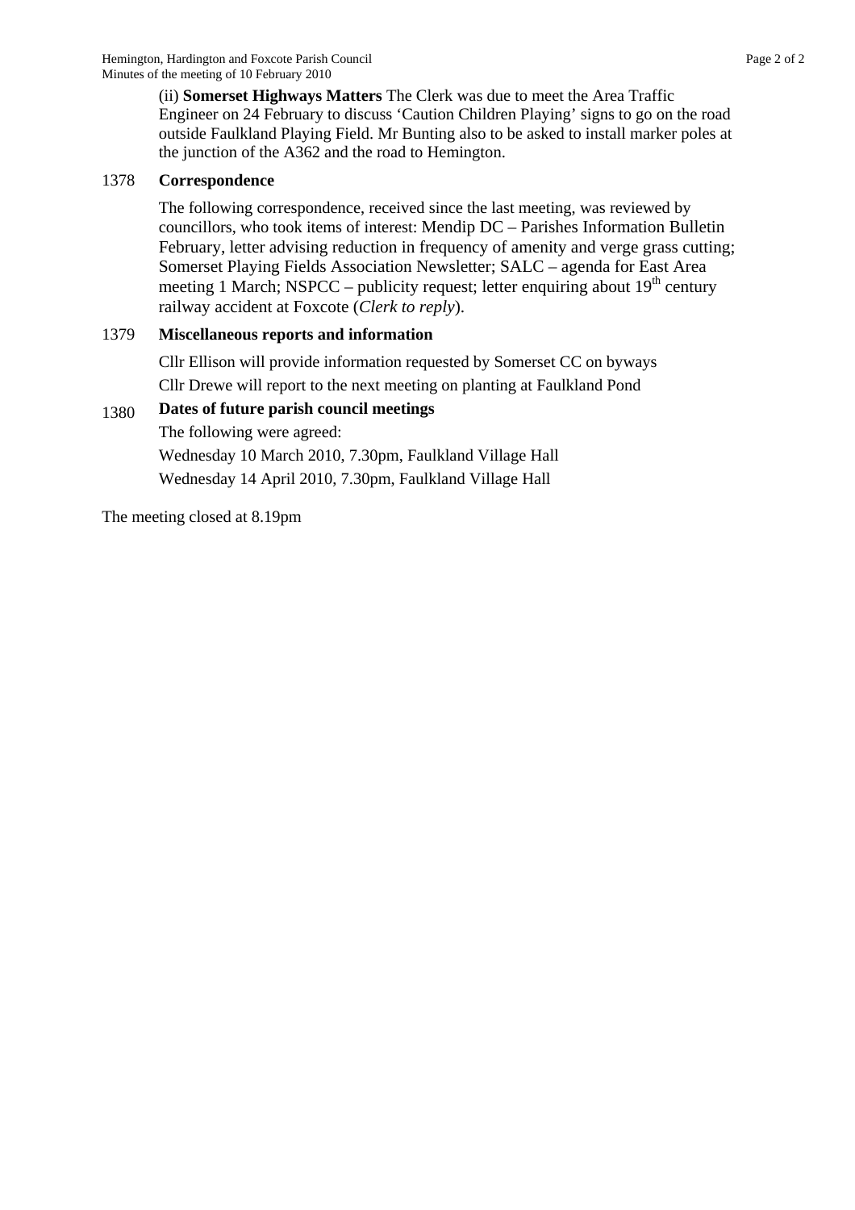(ii) **Somerset Highways Matters** The Clerk was due to meet the Area Traffic Engineer on 24 February to discuss 'Caution Children Playing' signs to go on the road outside Faulkland Playing Field. Mr Bunting also to be asked to install marker poles at the junction of the A362 and the road to Hemington.

1378 **Correspondence**

The following correspondence, received since the last meeting, was reviewed by councillors, who took items of interest: Mendip DC – Parishes Information Bulletin February, letter advising reduction in frequency of amenity and verge grass cutting; Somerset Playing Fields Association Newsletter; SALC – agenda for East Area meeting 1 March; NSPCC – publicity request; letter enquiring about 19th century railway accident at Foxcote (*Clerk to reply*).

1379 **Miscellaneous reports and information**

Cllr Ellison will provide information requested by Somerset CC on byways

Cllr Drewe will report to the next meeting on planting at Faulkland Pond

1380 **Dates of future parish council meetings**

The following were agreed:

Wednesday 10 March 2010, 7.30pm, Faulkland Village Hall

Wednesday 14 April 2010, 7.30pm, Faulkland Village Hall

The meeting closed at 8.19pm